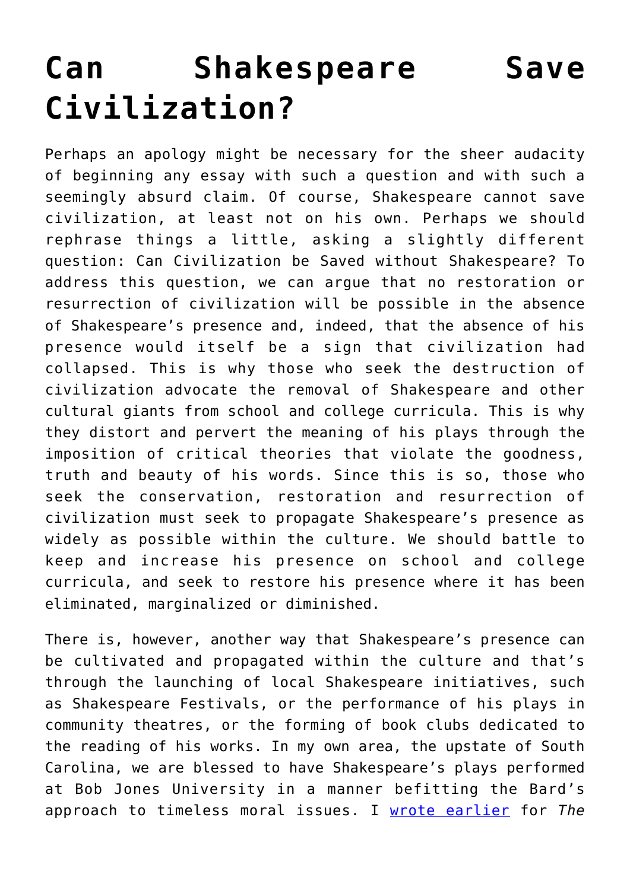# Can Shakespeare Save Civilization?

Perhaps an apology might be necessary for the sheer audacity of beginning any essay with such a question and with such a seemingly absurd claim. Of course, Shakespeare cannot save civilization, at least not on his own. Perhaps we should rephrase things a little, asking a slightly different question: Can Civilization be Saved without Shakespeare? To address this question, we can argue that no restoration or resurrection of civilization will be possible in the absence of Shakespeare's presence and, indeed, that the absence of his presence would itself be a sign that civilization had collapsed. This is why those who seek the destruction of civilization advocate the removal of Shakespeare and other cultural giants from school and college curricula. This is why they distort and pervert the meaning of his plays through the imposition of critical theories that violate the goodness, truth and beauty of his words. Since this is so, those who seek the conservation, restoration and resurrection of civilization must seek to propagate Shakespeare's presence as widely as possible within the culture. We should battle to keep and increase his presence on school and college curricula, and seek to restore his presence where it has been eliminated, marginalized or diminished.

There is, however, another way that Shakespeare's presence can be cultivated and propagated within the culture and that's through the launching of local Shakespeare initiatives, such as Shakespeare Festivals, or the performance of his plays in community theatres, or the forming of book clubs dedicated to the reading of his works. In my own area, the upstate of South Carolina, we are blessed to have Shakespeare's plays performed at Bob Jones University in a manner befitting the Bard's approach to timeless moral issues. I [wrote earlier](#) for *The*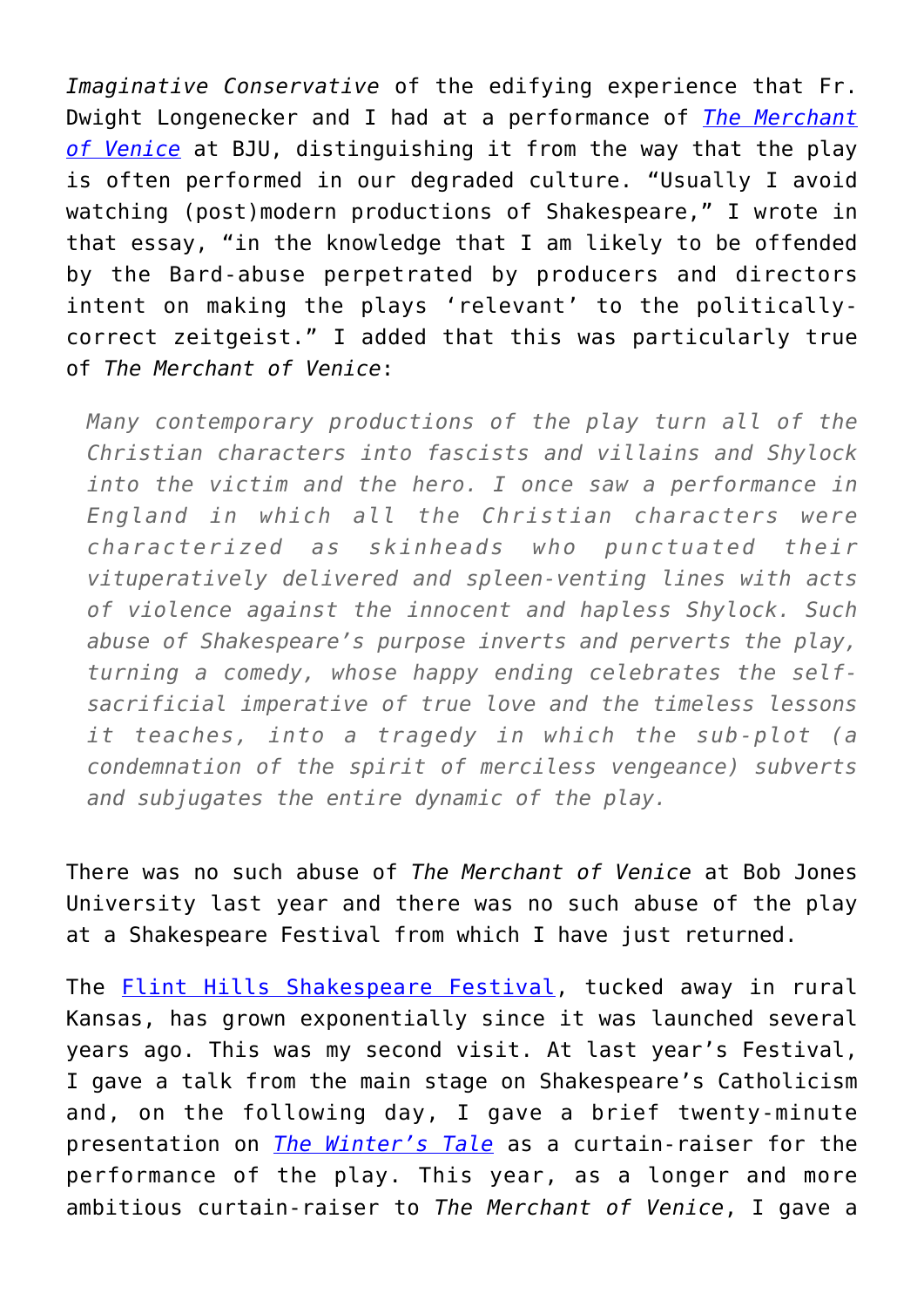*Imaginative Conservative* of the edifying experience that Fr. Dwight Longenecker and I had at a performance of *The Merchant of Venice* at BJU, distinguishing it from the way that the play is often performed in our degraded culture. "Usually I avoid watching (post)modern productions of Shakespeare," I wrote in that essay, "in the knowledge that I am likely to be offended by the Bard-abuse perpetrated by producers and directors intent on making the plays 'relevant' to the politically-correct zeitgeist." I added that this was particularly true of *The Merchant of Venice*:

> *Many contemporary productions of the play turn all of the Christian characters into fascists and villains and Shylock into the victim and the hero. I once saw a performance in England in which all the Christian characters were characterized as skinheads who punctuated their vituperatively delivered and spleen-venting lines with acts of violence against the innocent and hapless Shylock. Such abuse of Shakespeare's purpose inverts and perverts the play, turning a comedy, whose happy ending celebrates the self-sacrificial imperative of true love and the timeless lessons it teaches, into a tragedy in which the sub-plot (a condemnation of the spirit of merciless vengeance) subverts and subjugates the entire dynamic of the play.*

There was no such abuse of *The Merchant of Venice* at Bob Jones University last year and there was no such abuse of the play at a Shakespeare Festival from which I have just returned.

The Flint Hills Shakespeare Festival, tucked away in rural Kansas, has grown exponentially since it was launched several years ago. This was my second visit. At last year's Festival, I gave a talk from the main stage on Shakespeare's Catholicism and, on the following day, I gave a brief twenty-minute presentation on *The Winter's Tale* as a curtain-raiser for the performance of the play. This year, as a longer and more ambitious curtain-raiser to *The Merchant of Venice*, I gave a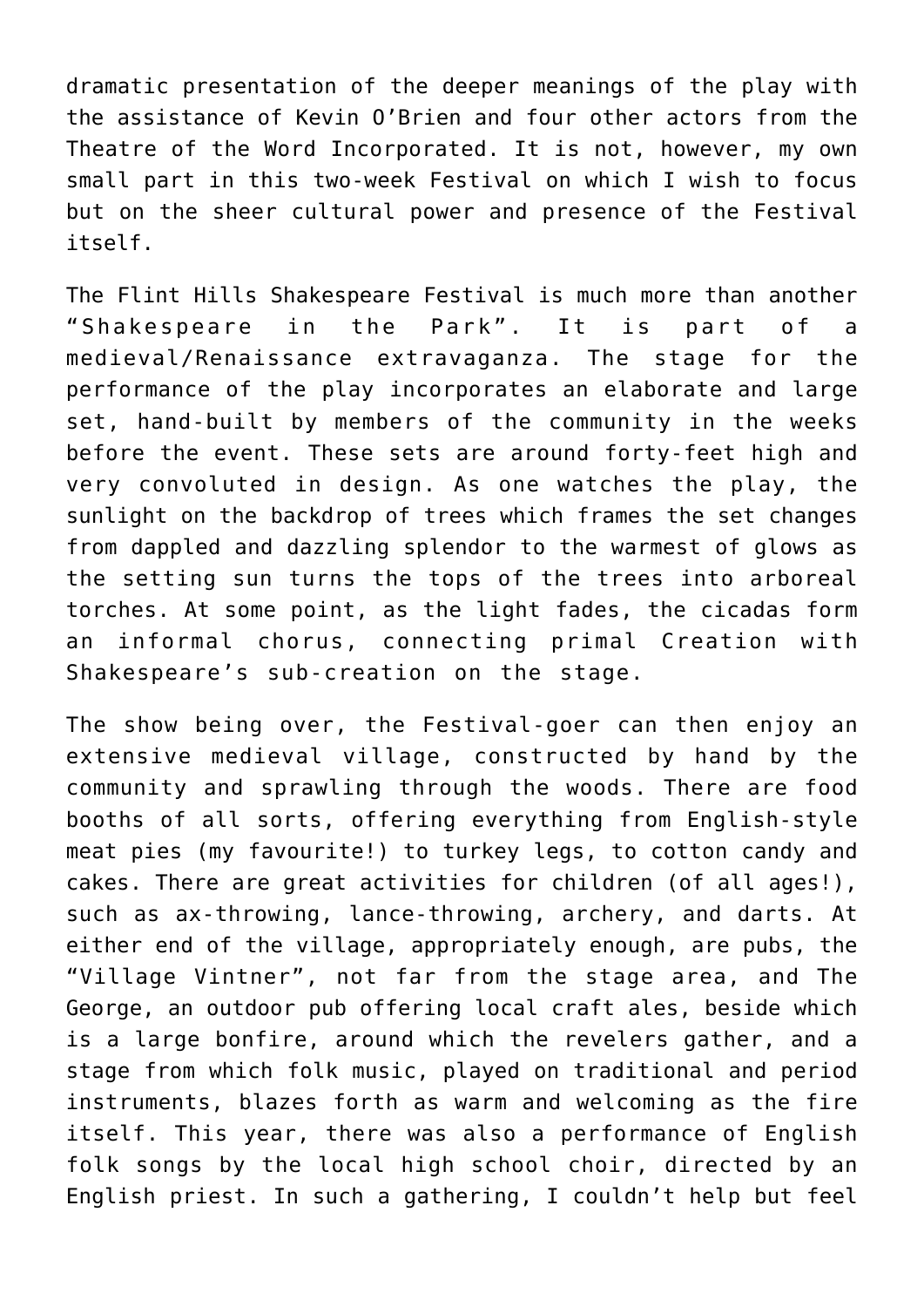dramatic presentation of the deeper meanings of the play with the assistance of Kevin O'Brien and four other actors from the Theatre of the Word Incorporated. It is not, however, my own small part in this two-week Festival on which I wish to focus but on the sheer cultural power and presence of the Festival itself.

The Flint Hills Shakespeare Festival is much more than another "Shakespeare in the Park". It is part of a medieval/Renaissance extravaganza. The stage for the performance of the play incorporates an elaborate and large set, hand-built by members of the community in the weeks before the event. These sets are around forty-feet high and very convoluted in design. As one watches the play, the sunlight on the backdrop of trees which frames the set changes from dappled and dazzling splendor to the warmest of glows as the setting sun turns the tops of the trees into arboreal torches. At some point, as the light fades, the cicadas form an informal chorus, connecting primal Creation with Shakespeare's sub-creation on the stage.

The show being over, the Festival-goer can then enjoy an extensive medieval village, constructed by hand by the community and sprawling through the woods. There are food booths of all sorts, offering everything from English-style meat pies (my favourite!) to turkey legs, to cotton candy and cakes. There are great activities for children (of all ages!), such as ax-throwing, lance-throwing, archery, and darts. At either end of the village, appropriately enough, are pubs, the "Village Vintner", not far from the stage area, and The George, an outdoor pub offering local craft ales, beside which is a large bonfire, around which the revelers gather, and a stage from which folk music, played on traditional and period instruments, blazes forth as warm and welcoming as the fire itself. This year, there was also a performance of English folk songs by the local high school choir, directed by an English priest. In such a gathering, I couldn't help but feel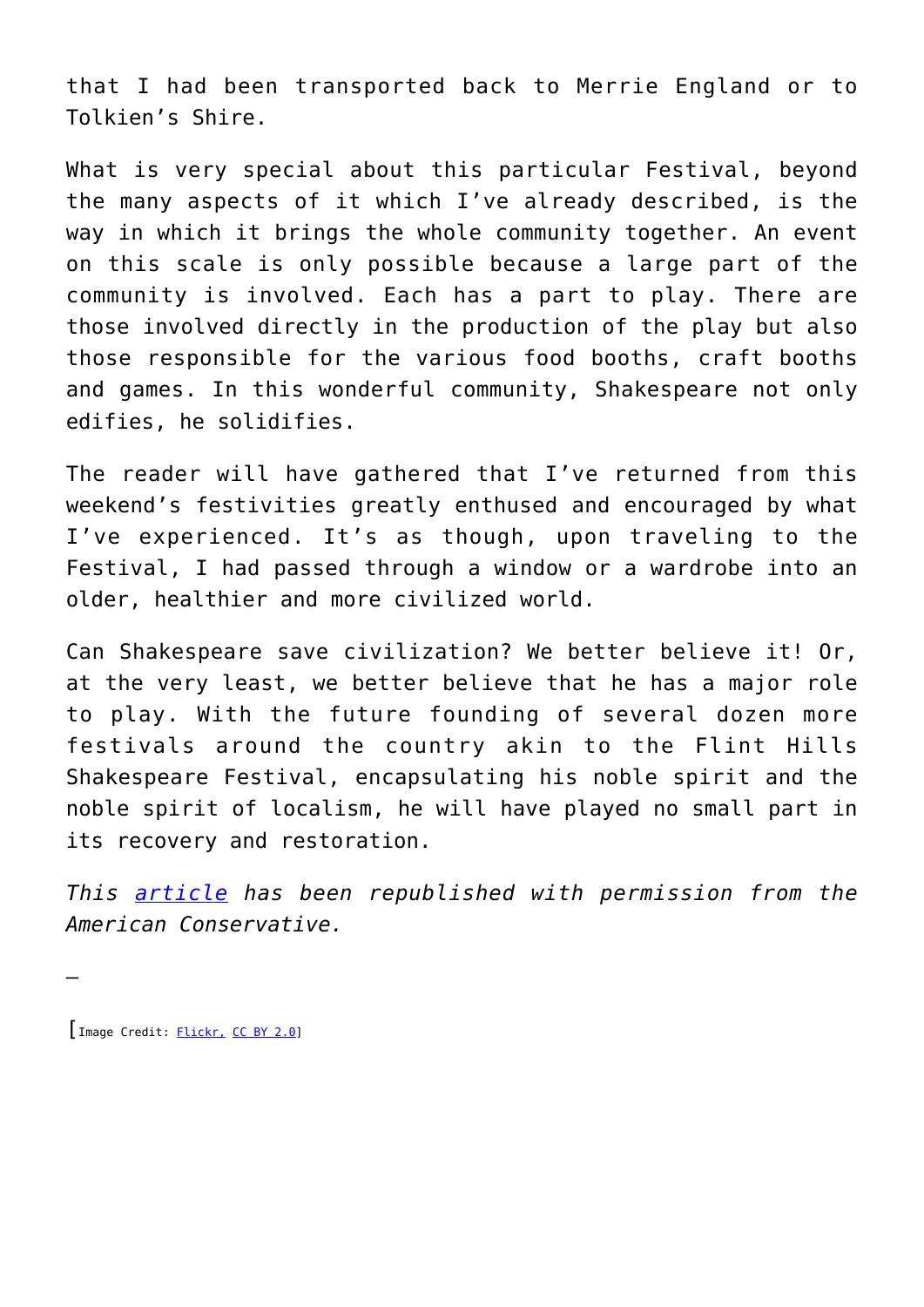that I had been transported back to Merrie England or to Tolkien's Shire.

What is very special about this particular Festival, beyond the many aspects of it which I've already described, is the way in which it brings the whole community together. An event on this scale is only possible because a large part of the community is involved. Each has a part to play. There are those involved directly in the production of the play but also those responsible for the various food booths, craft booths and games. In this wonderful community, Shakespeare not only edifies, he solidifies.

The reader will have gathered that I've returned from this weekend's festivities greatly enthused and encouraged by what I've experienced. It's as though, upon traveling to the Festival, I had passed through a window or a wardrobe into an older, healthier and more civilized world.

Can Shakespeare save civilization? We better believe it! Or, at the very least, we better believe that he has a major role to play. With the future founding of several dozen more festivals around the country akin to the Flint Hills Shakespeare Festival, encapsulating his noble spirit and the noble spirit of localism, he will have played no small part in its recovery and restoration.

*This article has been republished with permission from the American Conservative.*

—

[Image Credit: Flickr, CC BY 2.0]